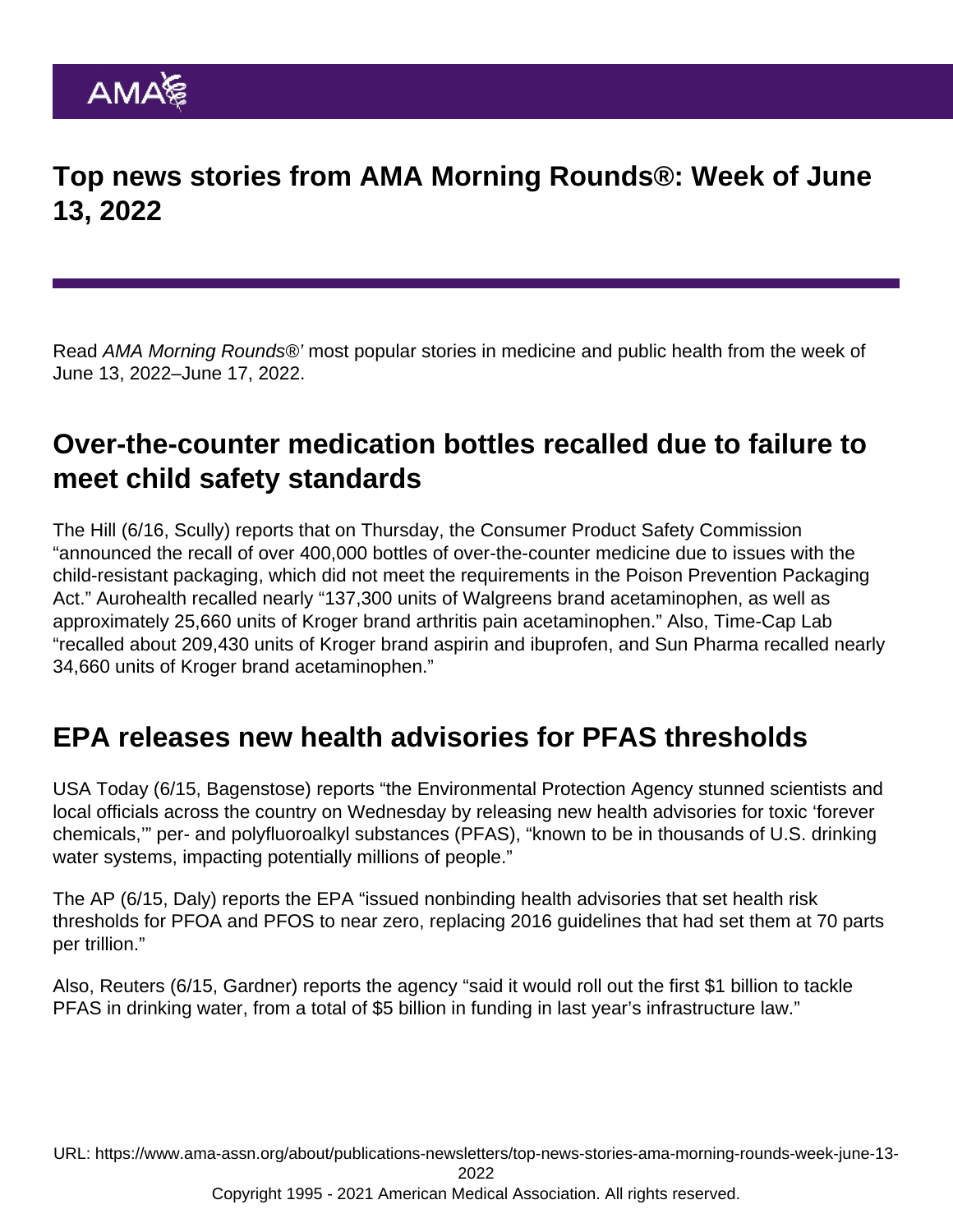# Top news stories from AMA Morning Rounds®: Week of June 13, 2022

Read *AMA Morning Rounds®'* most popular stories in medicine and public health from the week of June 13, 2022–June 17, 2022.

## Over-the-counter medication bottles recalled due to failure to meet child safety standards

The Hill (6/16, Scully) reports that on Thursday, the Consumer Product Safety Commission "announced the recall of over 400,000 bottles of over-the-counter medicine due to issues with the child-resistant packaging, which did not meet the requirements in the Poison Prevention Packaging Act." Aurohealth recalled nearly "137,300 units of Walgreens brand acetaminophen, as well as approximately 25,660 units of Kroger brand arthritis pain acetaminophen." Also, Time-Cap Lab "recalled about 209,430 units of Kroger brand aspirin and ibuprofen, and Sun Pharma recalled nearly 34,660 units of Kroger brand acetaminophen."

## EPA releases new health advisories for PFAS thresholds

USA Today (6/15, Bagenstose) reports "the Environmental Protection Agency stunned scientists and local officials across the country on Wednesday by releasing new health advisories for toxic 'forever chemicals,'" per- and polyfluoroalkyl substances (PFAS), "known to be in thousands of U.S. drinking water systems, impacting potentially millions of people."

The AP (6/15, Daly) reports the EPA "issued nonbinding health advisories that set health risk thresholds for PFOA and PFOS to near zero, replacing 2016 guidelines that had set them at 70 parts per trillion."

Also, Reuters (6/15, Gardner) reports the agency "said it would roll out the first $1 billion to tackle PFAS in drinking water, from a total of $5 billion in funding in last year's infrastructure law."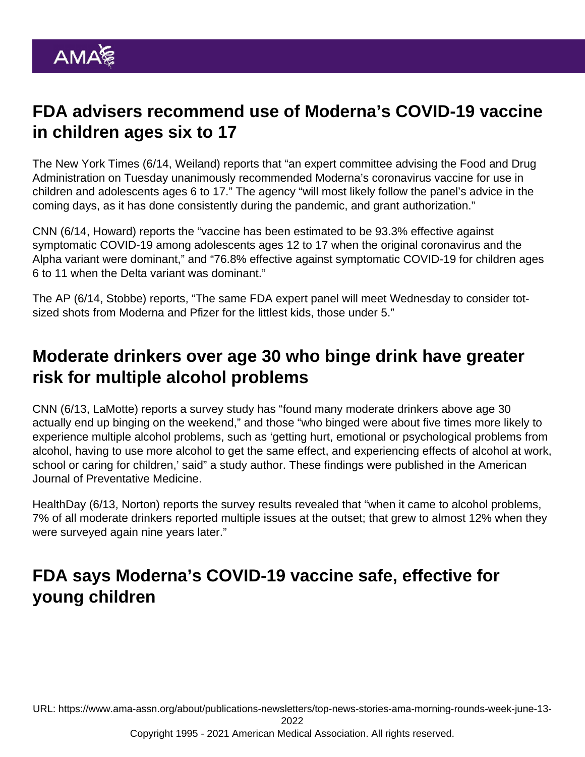## FDA advisers recommend use of Moderna's COVID-19 vaccine in children ages six to 17

The New York Times (6/14, Weiland) reports that "an expert committee advising the Food and Drug Administration on Tuesday unanimously recommended Moderna's coronavirus vaccine for use in children and adolescents ages 6 to 17." The agency "will most likely follow the panel's advice in the coming days, as it has done consistently during the pandemic, and grant authorization."

CNN (6/14, Howard) reports the "vaccine has been estimated to be 93.3% effective against symptomatic COVID-19 among adolescents ages 12 to 17 when the original coronavirus and the Alpha variant were dominant," and "76.8% effective against symptomatic COVID-19 for children ages 6 to 11 when the Delta variant was dominant."

The AP (6/14, Stobbe) reports, "The same FDA expert panel will meet Wednesday to consider tot-sized shots from Moderna and Pfizer for the littlest kids, those under 5."

## Moderate drinkers over age 30 who binge drink have greater risk for multiple alcohol problems

CNN (6/13, LaMotte) reports a survey study has "found many moderate drinkers above age 30 actually end up binging on the weekend," and those "who binged were about five times more likely to experience multiple alcohol problems, such as 'getting hurt, emotional or psychological problems from alcohol, having to use more alcohol to get the same effect, and experiencing effects of alcohol at work, school or caring for children,' said" a study author. These findings were published in the American Journal of Preventative Medicine.

HealthDay (6/13, Norton) reports the survey results revealed that "when it came to alcohol problems, 7% of all moderate drinkers reported multiple issues at the outset; that grew to almost 12% when they were surveyed again nine years later."

## FDA says Moderna's COVID-19 vaccine safe, effective for young children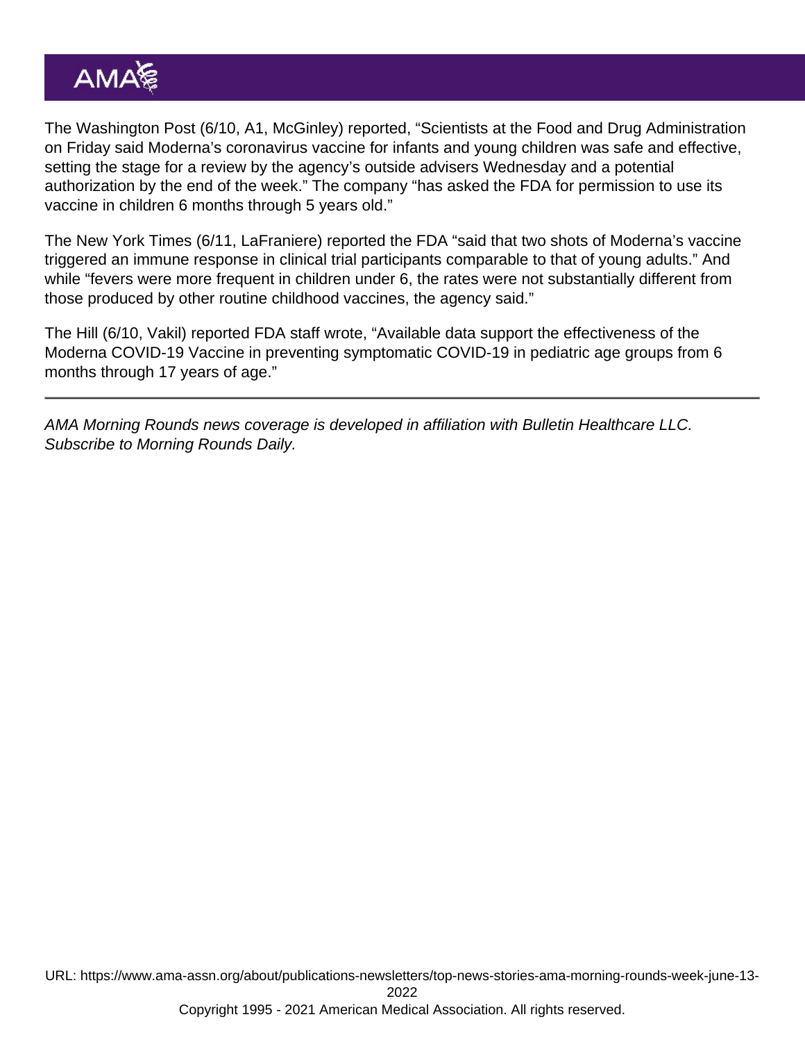The Washington Post (6/10, A1, McGinley) reported, “Scientists at the Food and Drug Administration on Friday said Moderna’s coronavirus vaccine for infants and young children was safe and effective, setting the stage for a review by the agency’s outside advisers Wednesday and a potential authorization by the end of the week.” The company “has asked the FDA for permission to use its vaccine in children 6 months through 5 years old.”

The New York Times (6/11, LaFraniere) reported the FDA “said that two shots of Moderna’s vaccine triggered an immune response in clinical trial participants comparable to that of young adults.” And while “fevers were more frequent in children under 6, the rates were not substantially different from those produced by other routine childhood vaccines, the agency said.”

The Hill (6/10, Vakil) reported FDA staff wrote, “Available data support the effectiveness of the Moderna COVID-19 Vaccine in preventing symptomatic COVID-19 in pediatric age groups from 6 months through 17 years of age.”

---

*AMA Morning Rounds news coverage is developed in affiliation with Bulletin Healthcare LLC. Subscribe to Morning Rounds Daily.*